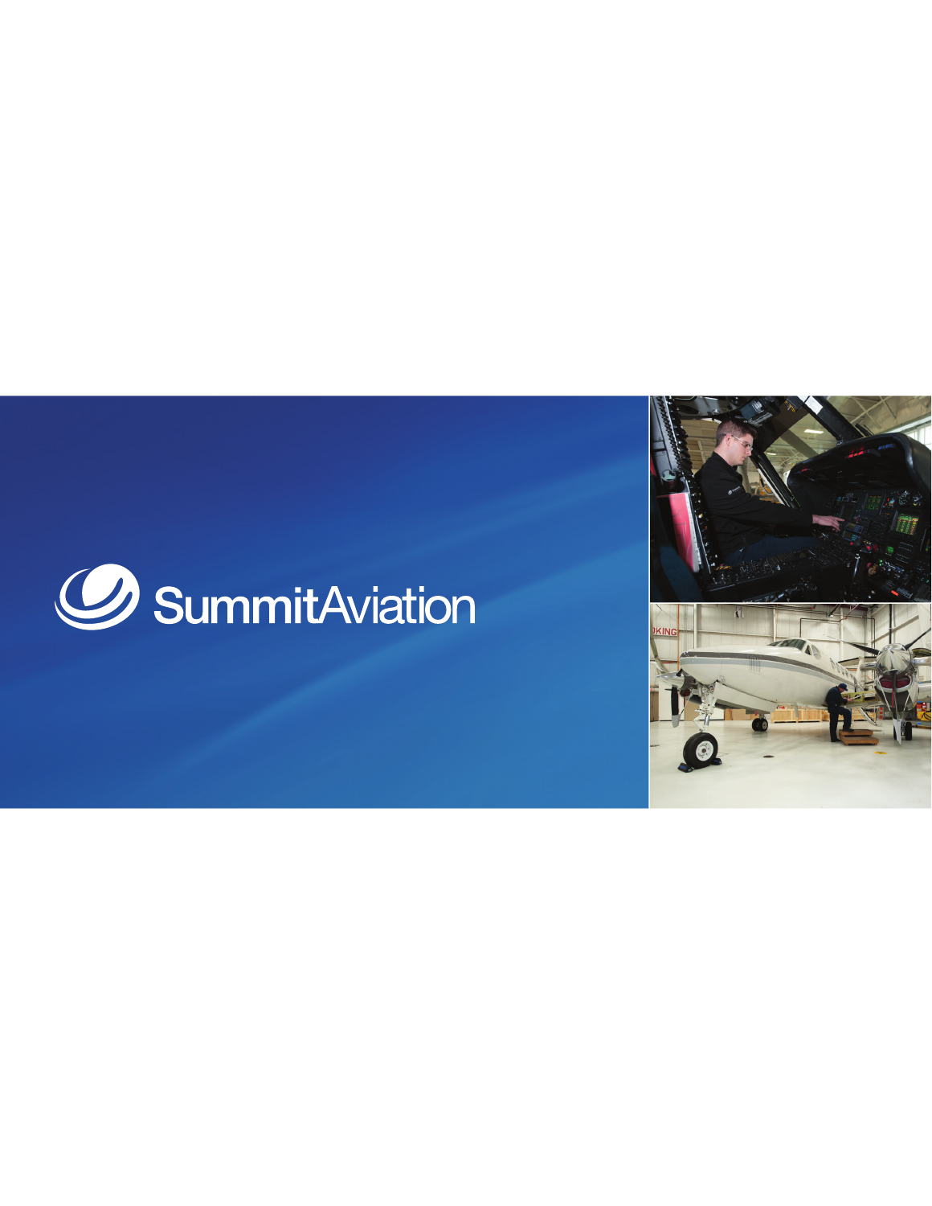# SummitAviation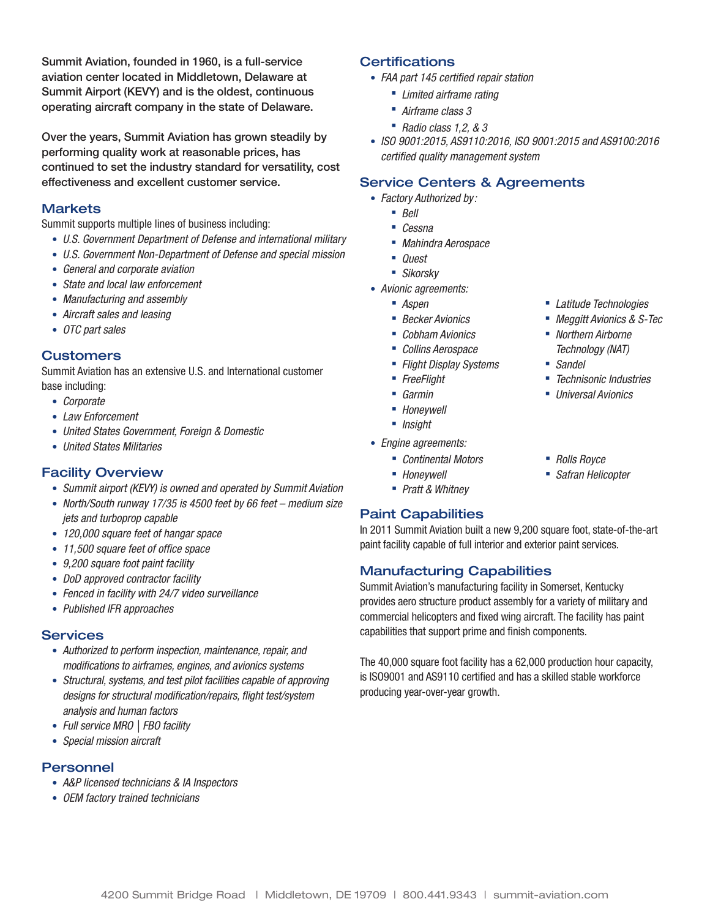Summit Aviation, founded in 1960, is a full-service aviation center located in Middletown, Delaware at Summit Airport (KEVY) and is the oldest, continuous operating aircraft company in the state of Delaware.

Over the years, Summit Aviation has grown steadily by performing quality work at reasonable prices, has continued to set the industry standard for versatility, cost effectiveness and excellent customer service.

## Markets

Summit supports multiple lines of business including:

- *U.S. Government Department of Defense and international military*
- *U.S. Government Non-Department of Defense and special mission*
- *General and corporate aviation*
- *State and local law enforcement*
- *Manufacturing and assembly*
- *Aircraft sales and leasing*
- *OTC part sales*

## Customers

Summit Aviation has an extensive U.S. and International customer base including:

- *Corporate*
- *Law Enforcement*
- *United States Government, Foreign & Domestic*
- *United States Militaries*

## Facility Overview

- *Summit airport (KEVY) is owned and operated by Summit Aviation*
- *North/South runway 17/35 is 4500 feet by 66 feet – medium size jets and turboprop capable*
- *120,000 square feet of hangar space*
- *11,500 square feet of office space*
- *9,200 square foot paint facility*
- *DoD approved contractor facility*
- *Fenced in facility with 24/7 video surveillance*
- *Published IFR approaches*

## Services

- *Authorized to perform inspection, maintenance, repair, and modifications to airframes, engines, and avionics systems*
- *Structural, systems, and test pilot facilities capable of approving designs for structural modification/repairs, flight test/system analysis and human factors*
- *Full service MRO | FBO facility*
- *Special mission aircraft*

## Personnel

- *A&P licensed technicians & IA Inspectors*
- *OEM factory trained technicians*

## Certifications

- *FAA part 145 certified repair station*
  - *Limited airframe rating*
  - *Airframe class 3*
  - *Radio class 1,2, & 3*
- *ISO 9001:2015, AS9110:2016, ISO 9001:2015 and AS9100:2016 certified quality management system*

## Service Centers & Agreements

- *Factory Authorized by:*
  - *Bell*
  - *Cessna*
  - *Mahindra Aerospace*
  - *Quest*
  - *Sikorsky*
- *Avionic agreements:*
  - *Aspen*
  - *Becker Avionics*
  - *Cobham Avionics*
  - *Collins Aerospace*
  - *Flight Display Systems*
  - *FreeFlight*
  - *Garmin*
  - *Honeywell*
  - *Insight*
  - *Latitude Technologies*
  - *Meggitt Avionics & S-Tec*
  - *Northern Airborne Technology (NAT)*
  - *Sandel*
  - *Technisonic Industries*
  - *Universal Avionics*
- *Engine agreements:*
  - *Continental Motors*
  - *Honeywell*
  - *Pratt & Whitney*
  - *Rolls Royce*
  - *Safran Helicopter*

## Paint Capabilities

In 2011 Summit Aviation built a new 9,200 square foot, state-of-the-art paint facility capable of full interior and exterior paint services.

## Manufacturing Capabilities

Summit Aviation's manufacturing facility in Somerset, Kentucky provides aero structure product assembly for a variety of military and commercial helicopters and fixed wing aircraft. The facility has paint capabilities that support prime and finish components.

The 40,000 square foot facility has a 62,000 production hour capacity, is ISO9001 and AS9110 certified and has a skilled stable workforce producing year-over-year growth.

4200 Summit Bridge Road | Middletown, DE 19709 | 800.441.9343 | summit-aviation.com